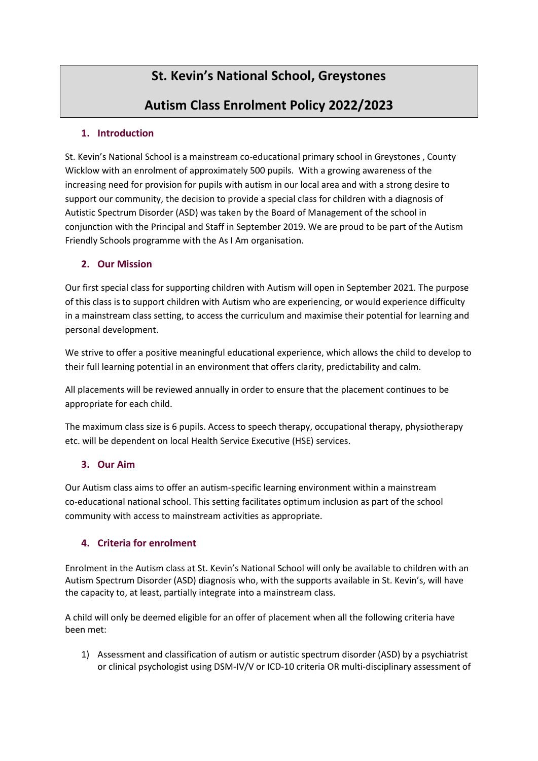# St. Kevin's National School, Greystones

# Autism Class Enrolment Policy 2022/2023

## 1. Introduction

St. Kevin's National School is a mainstream co-educational primary school in Greystones , County Wicklow with an enrolment of approximately 500 pupils. With a growing awareness of the increasing need for provision for pupils with autism in our local area and with a strong desire to support our community, the decision to provide a special class for children with a diagnosis of Autistic Spectrum Disorder (ASD) was taken by the Board of Management of the school in conjunction with the Principal and Staff in September 2019. We are proud to be part of the Autism Friendly Schools programme with the As I Am organisation.

## 2. Our Mission

Our first special class for supporting children with Autism will open in September 2021. The purpose of this class is to support children with Autism who are experiencing, or would experience difficulty in a mainstream class setting, to access the curriculum and maximise their potential for learning and personal development.

We strive to offer a positive meaningful educational experience, which allows the child to develop to their full learning potential in an environment that offers clarity, predictability and calm.

All placements will be reviewed annually in order to ensure that the placement continues to be appropriate for each child.

The maximum class size is 6 pupils. Access to speech therapy, occupational therapy, physiotherapy etc. will be dependent on local Health Service Executive (HSE) services.

## 3. Our Aim

Our Autism class aims to offer an autism-specific learning environment within a mainstream co-educational national school. This setting facilitates optimum inclusion as part of the school community with access to mainstream activities as appropriate.

## 4. Criteria for enrolment

Enrolment in the Autism class at St. Kevin's National School will only be available to children with an Autism Spectrum Disorder (ASD) diagnosis who, with the supports available in St. Kevin's, will have the capacity to, at least, partially integrate into a mainstream class.

A child will only be deemed eligible for an offer of placement when all the following criteria have been met:

1) Assessment and classification of autism or autistic spectrum disorder (ASD) by a psychiatrist or clinical psychologist using DSM-IV/V or ICD-10 criteria OR multi-disciplinary assessment of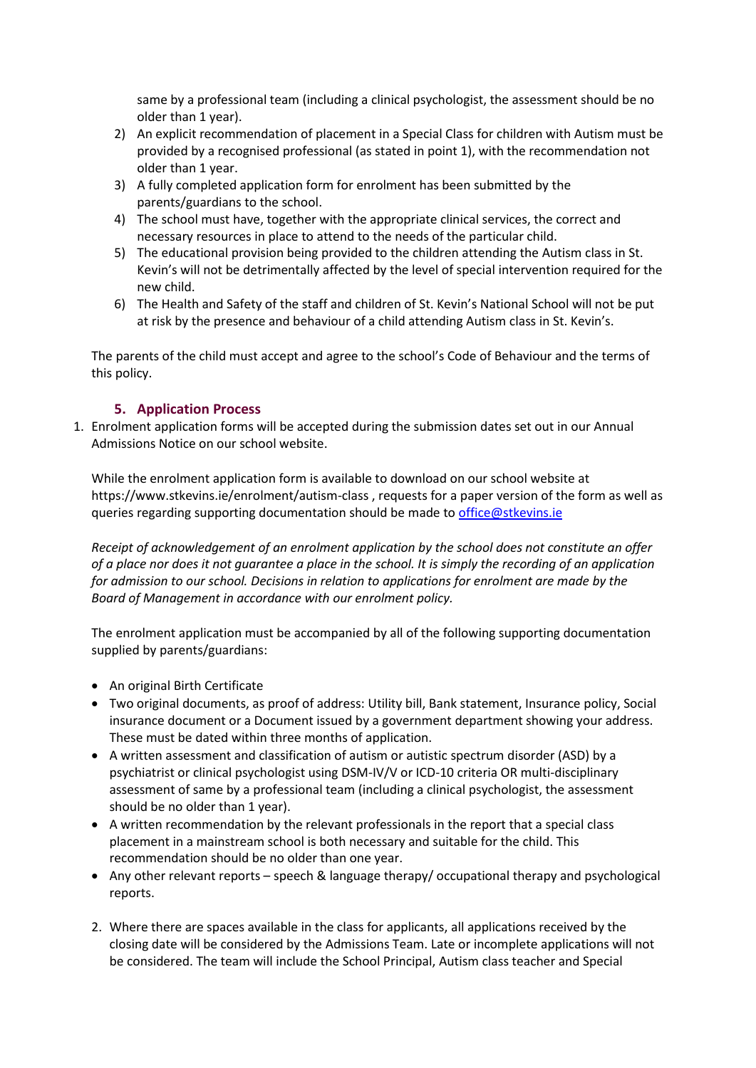same by a professional team (including a clinical psychologist, the assessment should be no older than 1 year).

2) An explicit recommendation of placement in a Special Class for children with Autism must be provided by a recognised professional (as stated in point 1), with the recommendation not older than 1 year.
3) A fully completed application form for enrolment has been submitted by the parents/guardians to the school.
4) The school must have, together with the appropriate clinical services, the correct and necessary resources in place to attend to the needs of the particular child.
5) The educational provision being provided to the children attending the Autism class in St. Kevin's will not be detrimentally affected by the level of special intervention required for the new child.
6) The Health and Safety of the staff and children of St. Kevin's National School will not be put at risk by the presence and behaviour of a child attending Autism class in St. Kevin's.

The parents of the child must accept and agree to the school's Code of Behaviour and the terms of this policy.

## 5. Application Process

1. Enrolment application forms will be accepted during the submission dates set out in our Annual Admissions Notice on our school website.

   While the enrolment application form is available to download on our school website at https://www.stkevins.ie/enrolment/autism-class , requests for a paper version of the form as well as queries regarding supporting documentation should be made to office@stkevins.ie

   *Receipt of acknowledgement of an enrolment application by the school does not constitute an offer of a place nor does it not guarantee a place in the school. It is simply the recording of an application for admission to our school. Decisions in relation to applications for enrolment are made by the Board of Management in accordance with our enrolment policy.*

   The enrolment application must be accompanied by all of the following supporting documentation supplied by parents/guardians:

   - An original Birth Certificate
   - Two original documents, as proof of address: Utility bill, Bank statement, Insurance policy, Social insurance document or a Document issued by a government department showing your address. These must be dated within three months of application.
   - A written assessment and classification of autism or autistic spectrum disorder (ASD) by a psychiatrist or clinical psychologist using DSM-IV/V or ICD-10 criteria OR multi-disciplinary assessment of same by a professional team (including a clinical psychologist, the assessment should be no older than 1 year).
   - A written recommendation by the relevant professionals in the report that a special class placement in a mainstream school is both necessary and suitable for the child. This recommendation should be no older than one year.
   - Any other relevant reports – speech & language therapy/ occupational therapy and psychological reports.

2. Where there are spaces available in the class for applicants, all applications received by the closing date will be considered by the Admissions Team. Late or incomplete applications will not be considered. The team will include the School Principal, Autism class teacher and Special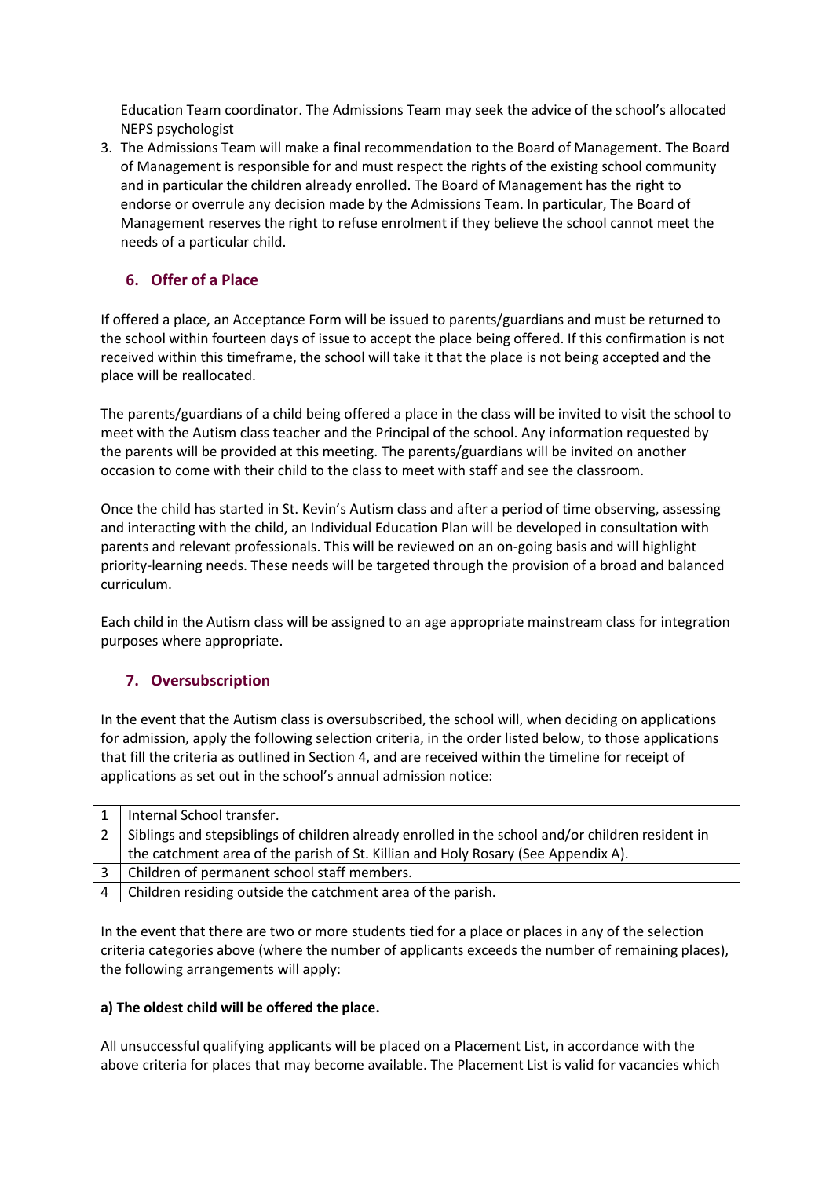Education Team coordinator. The Admissions Team may seek the advice of the school's allocated NEPS psychologist

3. The Admissions Team will make a final recommendation to the Board of Management. The Board of Management is responsible for and must respect the rights of the existing school community and in particular the children already enrolled. The Board of Management has the right to endorse or overrule any decision made by the Admissions Team. In particular, The Board of Management reserves the right to refuse enrolment if they believe the school cannot meet the needs of a particular child.

## 6. Offer of a Place

If offered a place, an Acceptance Form will be issued to parents/guardians and must be returned to the school within fourteen days of issue to accept the place being offered. If this confirmation is not received within this timeframe, the school will take it that the place is not being accepted and the place will be reallocated.

The parents/guardians of a child being offered a place in the class will be invited to visit the school to meet with the Autism class teacher and the Principal of the school. Any information requested by the parents will be provided at this meeting. The parents/guardians will be invited on another occasion to come with their child to the class to meet with staff and see the classroom.

Once the child has started in St. Kevin's Autism class and after a period of time observing, assessing and interacting with the child, an Individual Education Plan will be developed in consultation with parents and relevant professionals. This will be reviewed on an on-going basis and will highlight priority-learning needs. These needs will be targeted through the provision of a broad and balanced curriculum.

Each child in the Autism class will be assigned to an age appropriate mainstream class for integration purposes where appropriate.

## 7. Oversubscription

In the event that the Autism class is oversubscribed, the school will, when deciding on applications for admission, apply the following selection criteria, in the order listed below, to those applications that fill the criteria as outlined in Section 4, and are received within the timeline for receipt of applications as set out in the school's annual admission notice:

| | |
|---|---|
| 1 | Internal School transfer. |
| 2 | Siblings and stepsiblings of children already enrolled in the school and/or children resident in the catchment area of the parish of St. Killian and Holy Rosary (See Appendix A). |
| 3 | Children of permanent school staff members. |
| 4 | Children residing outside the catchment area of the parish. |

In the event that there are two or more students tied for a place or places in any of the selection criteria categories above (where the number of applicants exceeds the number of remaining places), the following arrangements will apply:

**a) The oldest child will be offered the place.**

All unsuccessful qualifying applicants will be placed on a Placement List, in accordance with the above criteria for places that may become available. The Placement List is valid for vacancies which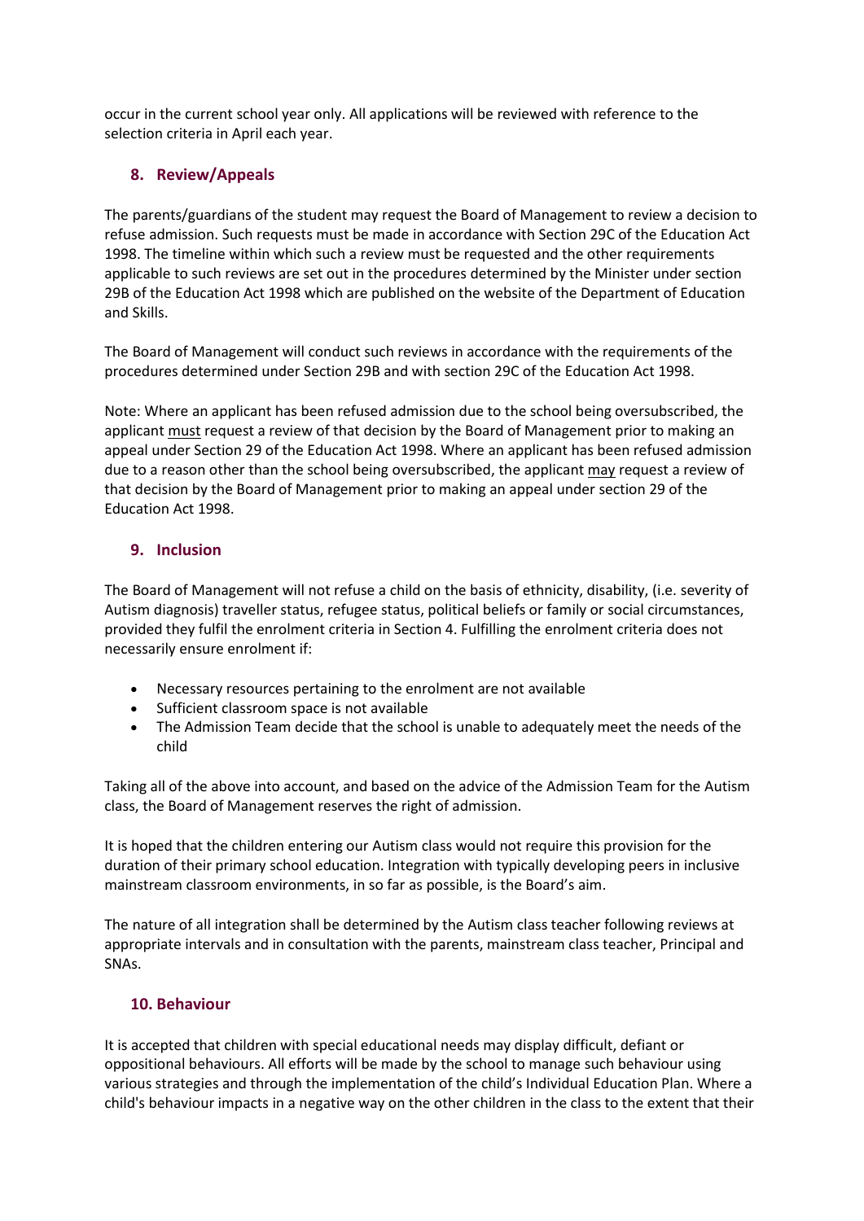occur in the current school year only. All applications will be reviewed with reference to the selection criteria in April each year.

## 8. Review/Appeals

The parents/guardians of the student may request the Board of Management to review a decision to refuse admission. Such requests must be made in accordance with Section 29C of the Education Act 1998. The timeline within which such a review must be requested and the other requirements applicable to such reviews are set out in the procedures determined by the Minister under section 29B of the Education Act 1998 which are published on the website of the Department of Education and Skills.

The Board of Management will conduct such reviews in accordance with the requirements of the procedures determined under Section 29B and with section 29C of the Education Act 1998.

Note: Where an applicant has been refused admission due to the school being oversubscribed, the applicant must request a review of that decision by the Board of Management prior to making an appeal under Section 29 of the Education Act 1998. Where an applicant has been refused admission due to a reason other than the school being oversubscribed, the applicant may request a review of that decision by the Board of Management prior to making an appeal under section 29 of the Education Act 1998.

## 9. Inclusion

The Board of Management will not refuse a child on the basis of ethnicity, disability, (i.e. severity of Autism diagnosis) traveller status, refugee status, political beliefs or family or social circumstances, provided they fulfil the enrolment criteria in Section 4. Fulfilling the enrolment criteria does not necessarily ensure enrolment if:

- Necessary resources pertaining to the enrolment are not available
- Sufficient classroom space is not available
- The Admission Team decide that the school is unable to adequately meet the needs of the child

Taking all of the above into account, and based on the advice of the Admission Team for the Autism class, the Board of Management reserves the right of admission.

It is hoped that the children entering our Autism class would not require this provision for the duration of their primary school education. Integration with typically developing peers in inclusive mainstream classroom environments, in so far as possible, is the Board's aim.

The nature of all integration shall be determined by the Autism class teacher following reviews at appropriate intervals and in consultation with the parents, mainstream class teacher, Principal and SNAs.

## 10. Behaviour

It is accepted that children with special educational needs may display difficult, defiant or oppositional behaviours. All efforts will be made by the school to manage such behaviour using various strategies and through the implementation of the child's Individual Education Plan. Where a child's behaviour impacts in a negative way on the other children in the class to the extent that their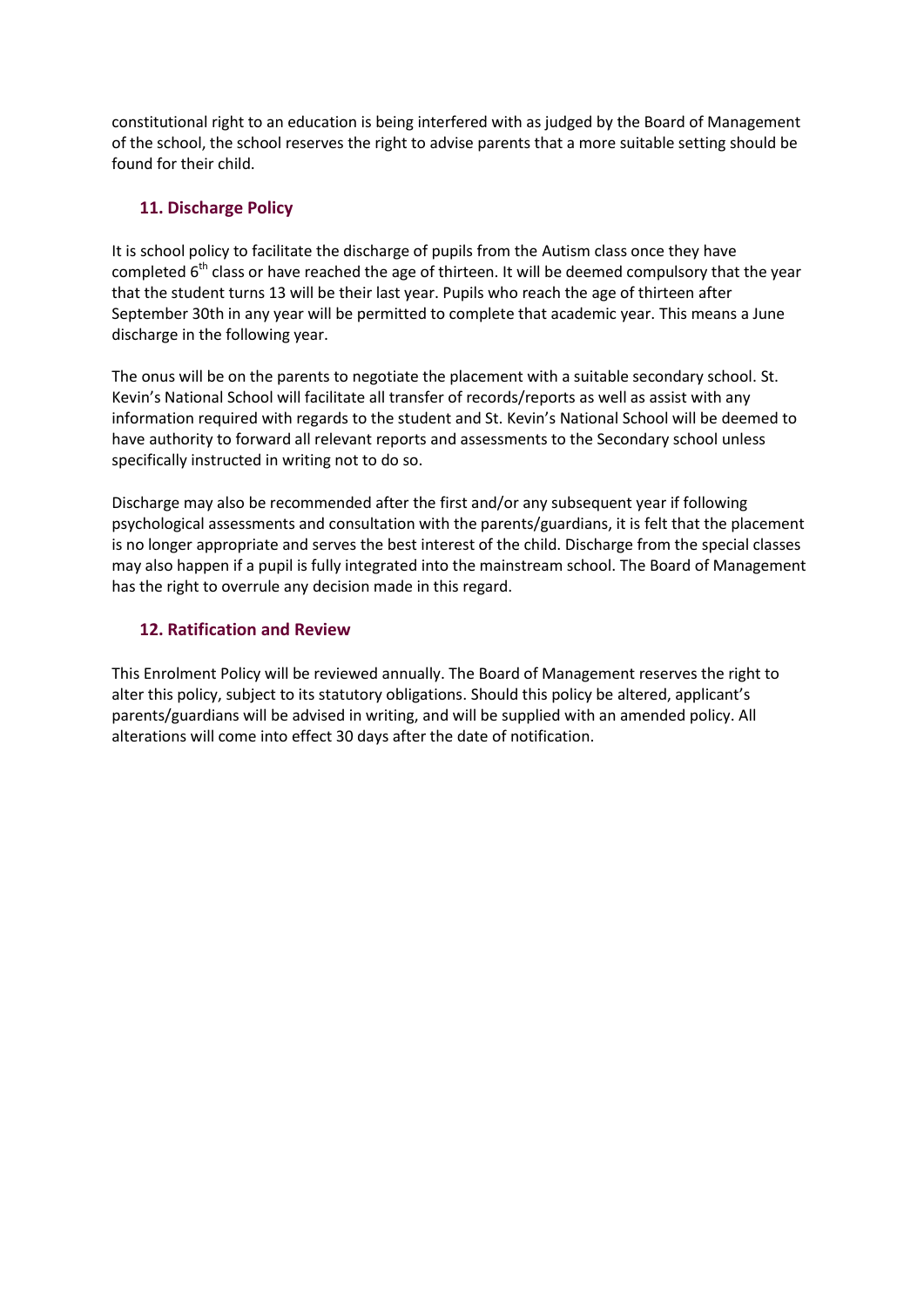constitutional right to an education is being interfered with as judged by the Board of Management of the school, the school reserves the right to advise parents that a more suitable setting should be found for their child.

## 11. Discharge Policy

It is school policy to facilitate the discharge of pupils from the Autism class once they have completed 6th class or have reached the age of thirteen. It will be deemed compulsory that the year that the student turns 13 will be their last year. Pupils who reach the age of thirteen after September 30th in any year will be permitted to complete that academic year. This means a June discharge in the following year.

The onus will be on the parents to negotiate the placement with a suitable secondary school. St. Kevin's National School will facilitate all transfer of records/reports as well as assist with any information required with regards to the student and St. Kevin's National School will be deemed to have authority to forward all relevant reports and assessments to the Secondary school unless specifically instructed in writing not to do so.

Discharge may also be recommended after the first and/or any subsequent year if following psychological assessments and consultation with the parents/guardians, it is felt that the placement is no longer appropriate and serves the best interest of the child. Discharge from the special classes may also happen if a pupil is fully integrated into the mainstream school. The Board of Management has the right to overrule any decision made in this regard.

## 12. Ratification and Review

This Enrolment Policy will be reviewed annually. The Board of Management reserves the right to alter this policy, subject to its statutory obligations. Should this policy be altered, applicant's parents/guardians will be advised in writing, and will be supplied with an amended policy. All alterations will come into effect 30 days after the date of notification.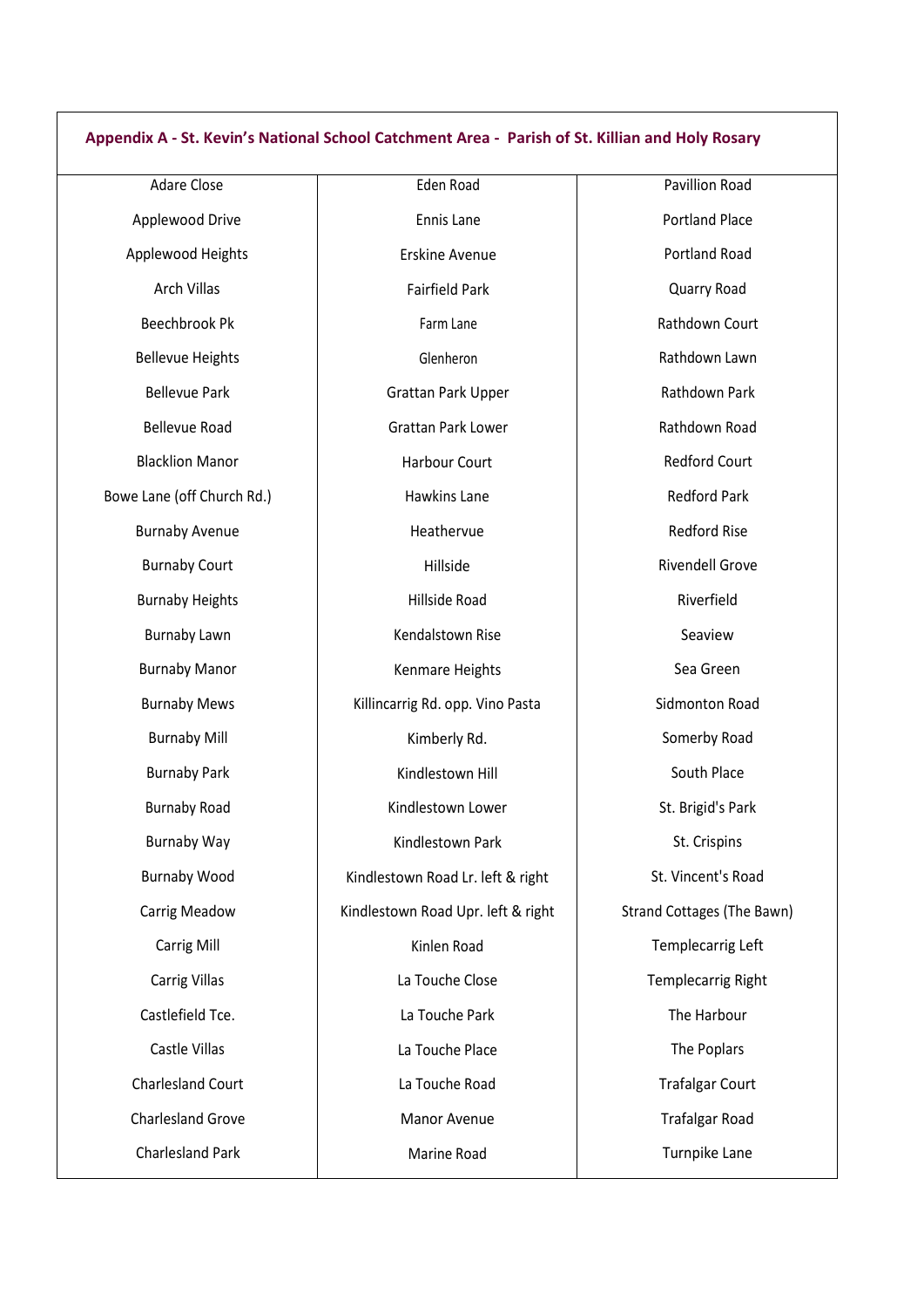**Appendix A - St. Kevin's National School Catchment Area - Parish of St. Killian and Holy Rosary**

| | | |
|---|---|---|
| Adare Close | Eden Road | Pavillion Road |
| Applewood Drive | Ennis Lane | Portland Place |
| Applewood Heights | Erskine Avenue | Portland Road |
| Arch Villas | Fairfield Park | Quarry Road |
| Beechbrook Pk | Farm Lane | Rathdown Court |
| Bellevue Heights | Glenheron | Rathdown Lawn |
| Bellevue Park | Grattan Park Upper | Rathdown Park |
| Bellevue Road | Grattan Park Lower | Rathdown Road |
| Blacklion Manor | Harbour Court | Redford Court |
| Bowe Lane (off Church Rd.) | Hawkins Lane | Redford Park |
| Burnaby Avenue | Heathervue | Redford Rise |
| Burnaby Court | Hillside | Rivendell Grove |
| Burnaby Heights | Hillside Road | Riverfield |
| Burnaby Lawn | Kendalstown Rise | Seaview |
| Burnaby Manor | Kenmare Heights | Sea Green |
| Burnaby Mews | Killincarrig Rd. opp. Vino Pasta | Sidmonton Road |
| Burnaby Mill | Kimberly Rd. | Somerby Road |
| Burnaby Park | Kindlestown Hill | South Place |
| Burnaby Road | Kindlestown Lower | St. Brigid's Park |
| Burnaby Way | Kindlestown Park | St. Crispins |
| Burnaby Wood | Kindlestown Road Lr. left & right | St. Vincent's Road |
| Carrig Meadow | Kindlestown Road Upr. left & right | Strand Cottages (The Bawn) |
| Carrig Mill | Kinlen Road | Templecarrig Left |
| Carrig Villas | La Touche Close | Templecarrig Right |
| Castlefield Tce. | La Touche Park | The Harbour |
| Castle Villas | La Touche Place | The Poplars |
| Charlesland Court | La Touche Road | Trafalgar Court |
| Charlesland Grove | Manor Avenue | Trafalgar Road |
| Charlesland Park | Marine Road | Turnpike Lane |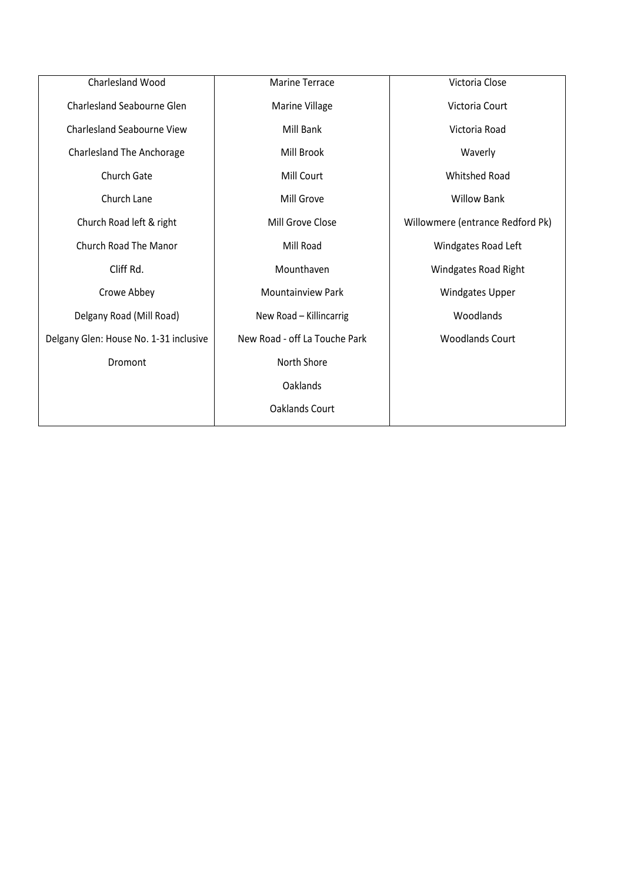| | | |
|---|---|---|
| Charlesland Wood | Marine Terrace | Victoria Close |
| Charlesland Seabourne Glen | Marine Village | Victoria Court |
| Charlesland Seabourne View | Mill Bank | Victoria Road |
| Charlesland The Anchorage | Mill Brook | Waverly |
| Church Gate | Mill Court | Whitshed Road |
| Church Lane | Mill Grove | Willow Bank |
| Church Road left & right | Mill Grove Close | Willowmere (entrance Redford Pk) |
| Church Road The Manor | Mill Road | Windgates Road Left |
| Cliff Rd. | Mounthaven | Windgates Road Right |
| Crowe Abbey | Mountainview Park | Windgates Upper |
| Delgany Road (Mill Road) | New Road – Killincarrig | Woodlands |
| Delgany Glen: House No. 1-31 inclusive | New Road - off La Touche Park | Woodlands Court |
| Dromont | North Shore | |
| | Oaklands | |
| | Oaklands Court | |